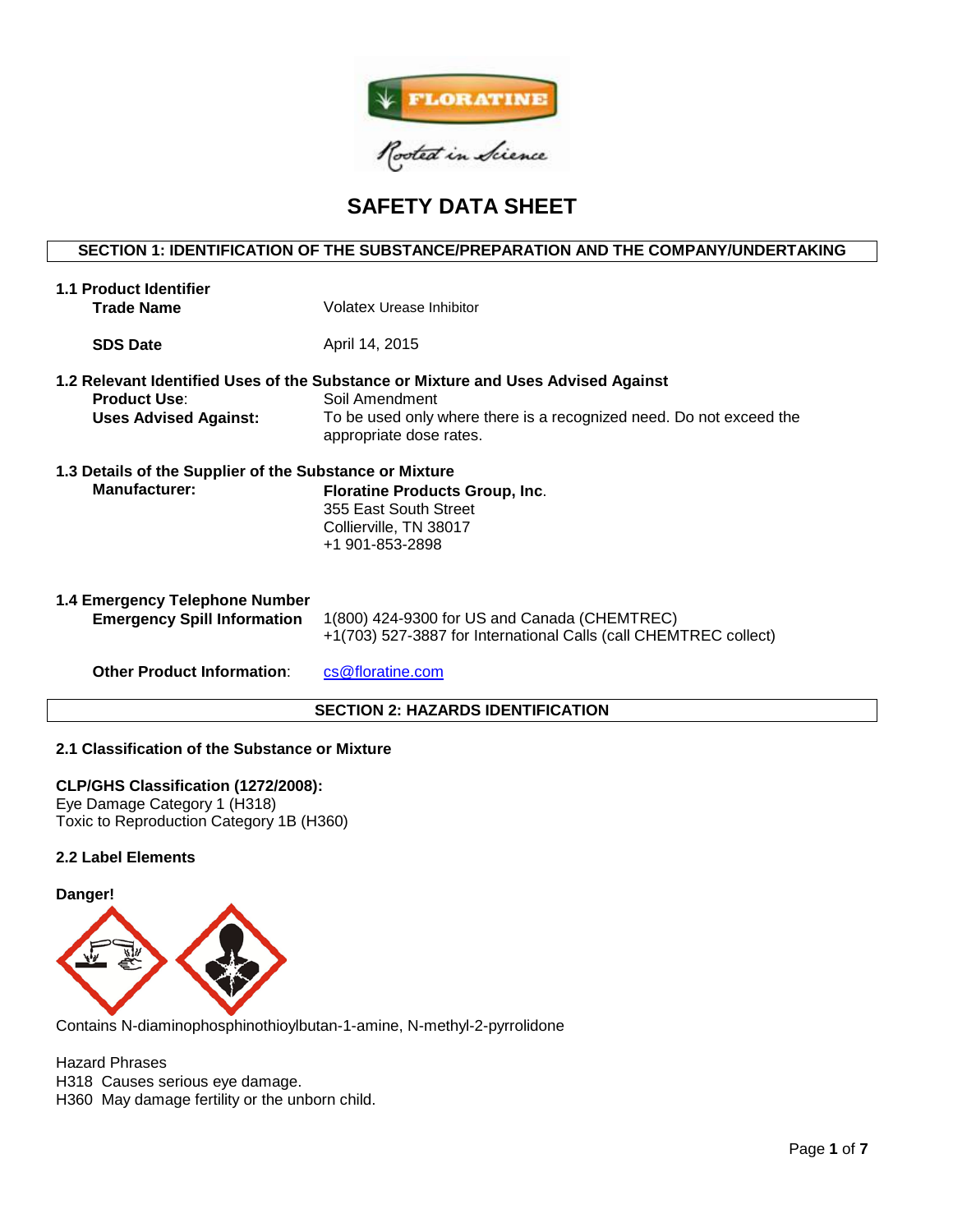# SAFETY DATA SHEET

## SECTION 1: IDENTIFICATION OF THE SUBSTANCE/PREPARATION AND THE COMPANY/UNDERTAKING

### 1.1 Product Identifier

**Trade Name** Volatex Urease Inhibitor

**SDS Date** April 14, 2015

### 1.2 Relevant Identified Uses of the Substance or Mixture and Uses Advised Against

**Product Use**: Soil Amendment

**Uses Advised Against:** To be used only where there is a recognized need. Do not exceed the appropriate dose rates.

### 1.3 Details of the Supplier of the Substance or Mixture

**Manufacturer:**
**Floratine Products Group, Inc**.
355 East South Street
Collierville, TN 38017
+1 901-853-2898

### 1.4 Emergency Telephone Number

**Emergency Spill Information**
1(800) 424-9300 for US and Canada (CHEMTREC)
+1(703) 527-3887 for International Calls (call CHEMTREC collect)

**Other Product Information**: cs@floratine.com

## SECTION 2: HAZARDS IDENTIFICATION

### 2.1 Classification of the Substance or Mixture

**CLP/GHS Classification (1272/2008):**
Eye Damage Category 1 (H318)
Toxic to Reproduction Category 1B (H360)

### 2.2 Label Elements

**Danger!**

Contains N-diaminophosphinothioylbutan-1-amine, N-methyl-2-pyrrolidone

Hazard Phrases
H318 Causes serious eye damage.
H360 May damage fertility or the unborn child.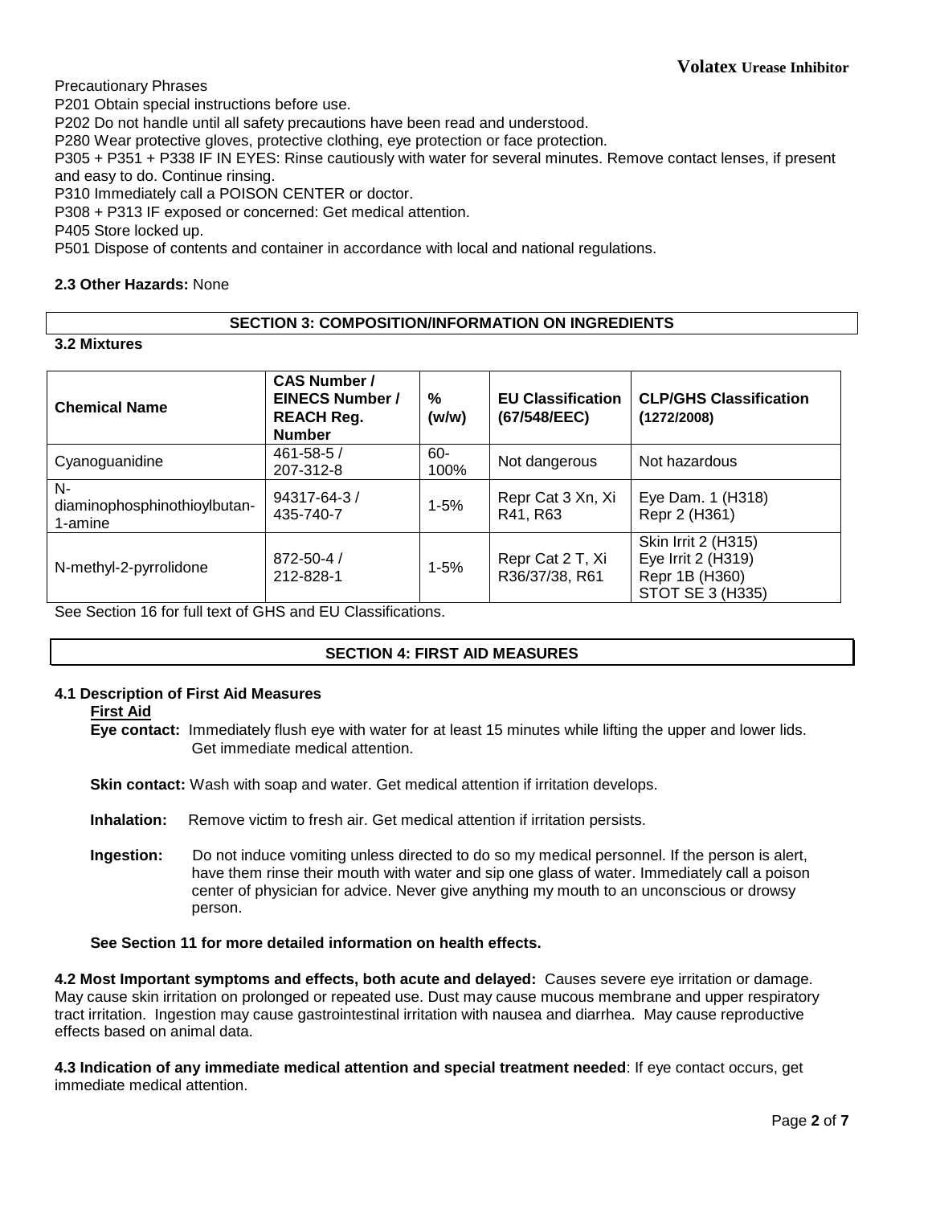Precautionary Phrases

P201 Obtain special instructions before use.

P202 Do not handle until all safety precautions have been read and understood.

P280 Wear protective gloves, protective clothing, eye protection or face protection.

P305 + P351 + P338 IF IN EYES: Rinse cautiously with water for several minutes. Remove contact lenses, if present and easy to do. Continue rinsing.

P310 Immediately call a POISON CENTER or doctor.

P308 + P313 IF exposed or concerned: Get medical attention.

P405 Store locked up.

P501 Dispose of contents and container in accordance with local and national regulations.

**2.3 Other Hazards:** None

## SECTION 3: COMPOSITION/INFORMATION ON INGREDIENTS

**3.2 Mixtures**

| Chemical Name | CAS Number / EINECS Number / REACH Reg. Number | % (w/w) | EU Classification (67/548/EEC) | CLP/GHS Classification (1272/2008) |
|---|---|---|---|---|
| Cyanoguanidine | 461-58-5 / 207-312-8 | 60-100% | Not dangerous | Not hazardous |
| N-diaminophosphinothioylbutan-1-amine | 94317-64-3 / 435-740-7 | 1-5% | Repr Cat 3 Xn, Xi R41, R63 | Eye Dam. 1 (H318) Repr 2 (H361) |
| N-methyl-2-pyrrolidone | 872-50-4 / 212-828-1 | 1-5% | Repr Cat 2 T, Xi R36/37/38, R61 | Skin Irrit 2 (H315) Eye Irrit 2 (H319) Repr 1B (H360) STOT SE 3 (H335) |

See Section 16 for full text of GHS and EU Classifications.

## SECTION 4: FIRST AID MEASURES

**4.1 Description of First Aid Measures**

**First Aid**

**Eye contact:** Immediately flush eye with water for at least 15 minutes while lifting the upper and lower lids. Get immediate medical attention.

**Skin contact:** Wash with soap and water. Get medical attention if irritation develops.

**Inhalation:** Remove victim to fresh air. Get medical attention if irritation persists.

**Ingestion:** Do not induce vomiting unless directed to do so my medical personnel. If the person is alert, have them rinse their mouth with water and sip one glass of water. Immediately call a poison center of physician for advice. Never give anything my mouth to an unconscious or drowsy person.

**See Section 11 for more detailed information on health effects.**

**4.2 Most Important symptoms and effects, both acute and delayed:** Causes severe eye irritation or damage. May cause skin irritation on prolonged or repeated use. Dust may cause mucous membrane and upper respiratory tract irritation. Ingestion may cause gastrointestinal irritation with nausea and diarrhea. May cause reproductive effects based on animal data.

**4.3 Indication of any immediate medical attention and special treatment needed**: If eye contact occurs, get immediate medical attention.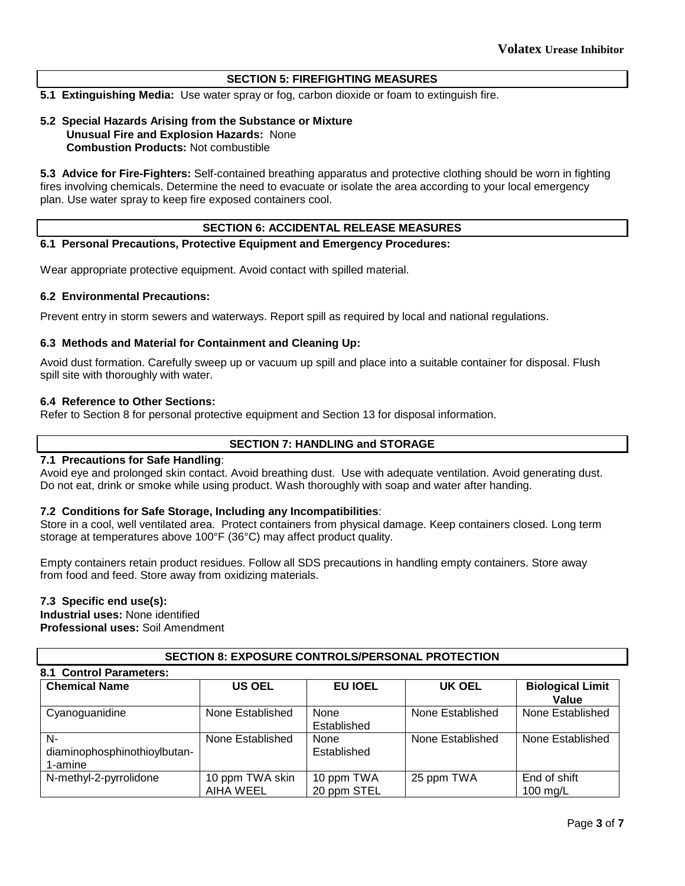## SECTION 5: FIREFIGHTING MEASURES

**5.1 Extinguishing Media:** Use water spray or fog, carbon dioxide or foam to extinguish fire.

**5.2 Special Hazards Arising from the Substance or Mixture**
**Unusual Fire and Explosion Hazards:** None
**Combustion Products:** Not combustible

**5.3 Advice for Fire-Fighters:** Self-contained breathing apparatus and protective clothing should be worn in fighting fires involving chemicals. Determine the need to evacuate or isolate the area according to your local emergency plan. Use water spray to keep fire exposed containers cool.

## SECTION 6: ACCIDENTAL RELEASE MEASURES

**6.1 Personal Precautions, Protective Equipment and Emergency Procedures:**

Wear appropriate protective equipment. Avoid contact with spilled material.

**6.2 Environmental Precautions:**

Prevent entry in storm sewers and waterways. Report spill as required by local and national regulations.

**6.3 Methods and Material for Containment and Cleaning Up:**

Avoid dust formation. Carefully sweep up or vacuum up spill and place into a suitable container for disposal. Flush spill site with thoroughly with water.

**6.4 Reference to Other Sections:**
Refer to Section 8 for personal protective equipment and Section 13 for disposal information.

## SECTION 7: HANDLING and STORAGE

**7.1 Precautions for Safe Handling**:
Avoid eye and prolonged skin contact. Avoid breathing dust. Use with adequate ventilation. Avoid generating dust. Do not eat, drink or smoke while using product. Wash thoroughly with soap and water after handing.

**7.2 Conditions for Safe Storage, Including any Incompatibilities**:
Store in a cool, well ventilated area. Protect containers from physical damage. Keep containers closed. Long term storage at temperatures above 100°F (36°C) may affect product quality.

Empty containers retain product residues. Follow all SDS precautions in handling empty containers. Store away from food and feed. Store away from oxidizing materials.

**7.3 Specific end use(s):**
**Industrial uses:** None identified
**Professional uses:** Soil Amendment

## SECTION 8: EXPOSURE CONTROLS/PERSONAL PROTECTION

**8.1 Control Parameters:**

| Chemical Name | US OEL | EU IOEL | UK OEL | Biological Limit Value |
|---|---|---|---|---|
| Cyanoguanidine | None Established | None Established | None Established | None Established |
| N-diaminophosphinothioylbutan-1-amine | None Established | None Established | None Established | None Established |
| N-methyl-2-pyrrolidone | 10 ppm TWA skin AIHA WEEL | 10 ppm TWA 20 ppm STEL | 25 ppm TWA | End of shift 100 mg/L |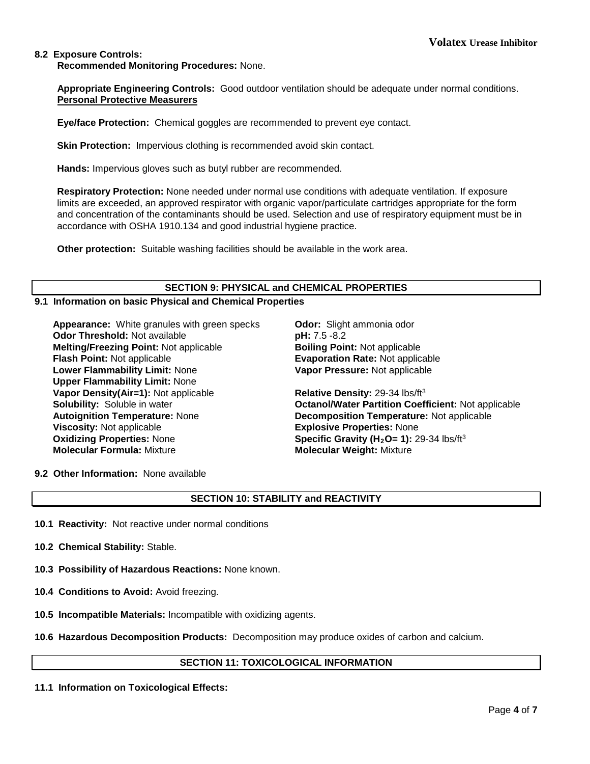### 8.2 Exposure Controls:

**Recommended Monitoring Procedures:** None.

**Appropriate Engineering Controls:** Good outdoor ventilation should be adequate under normal conditions.

**Personal Protective Measurers**

**Eye/face Protection:** Chemical goggles are recommended to prevent eye contact.

**Skin Protection:** Impervious clothing is recommended avoid skin contact.

**Hands:** Impervious gloves such as butyl rubber are recommended.

**Respiratory Protection:** None needed under normal use conditions with adequate ventilation. If exposure limits are exceeded, an approved respirator with organic vapor/particulate cartridges appropriate for the form and concentration of the contaminants should be used. Selection and use of respiratory equipment must be in accordance with OSHA 1910.134 and good industrial hygiene practice.

**Other protection:** Suitable washing facilities should be available in the work area.

## SECTION 9: PHYSICAL and CHEMICAL PROPERTIES

### 9.1 Information on basic Physical and Chemical Properties

**Appearance:** White granules with green specks
**Odor Threshold:** Not available
**Melting/Freezing Point:** Not applicable
**Flash Point:** Not applicable
**Lower Flammability Limit:** None
**Upper Flammability Limit:** None
**Vapor Density(Air=1):** Not applicable
**Solubility:** Soluble in water
**Autoignition Temperature:** None
**Viscosity:** Not applicable
**Oxidizing Properties:** None
**Molecular Formula:** Mixture

**Odor:** Slight ammonia odor
**pH:** 7.5 -8.2
**Boiling Point:** Not applicable
**Evaporation Rate:** Not applicable
**Vapor Pressure:** Not applicable

**Relative Density:** 29-34 lbs/ft$^3$
**Octanol/Water Partition Coefficient:** Not applicable
**Decomposition Temperature:** Not applicable
**Explosive Properties:** None
**Specific Gravity ($H_2O$= 1):** 29-34 lbs/ft$^3$
**Molecular Weight:** Mixture

### 9.2 Other Information: None available

## SECTION 10: STABILITY and REACTIVITY

**10.1 Reactivity:** Not reactive under normal conditions

**10.2 Chemical Stability:** Stable.

**10.3 Possibility of Hazardous Reactions:** None known.

**10.4 Conditions to Avoid:** Avoid freezing.

**10.5 Incompatible Materials:** Incompatible with oxidizing agents.

**10.6 Hazardous Decomposition Products:** Decomposition may produce oxides of carbon and calcium.

## SECTION 11: TOXICOLOGICAL INFORMATION

### 11.1 Information on Toxicological Effects: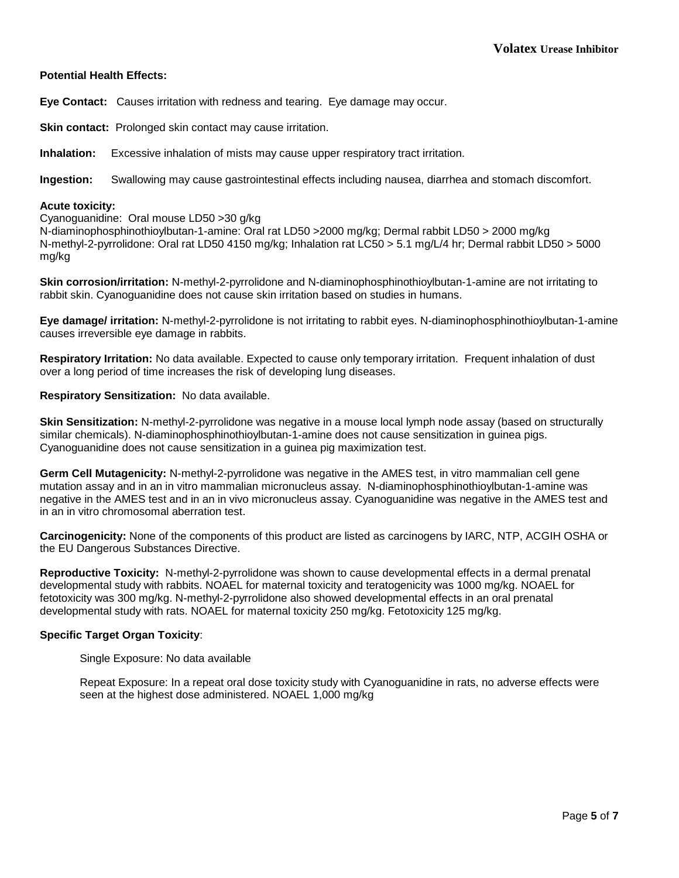**Potential Health Effects:**

**Eye Contact:** Causes irritation with redness and tearing. Eye damage may occur.

**Skin contact:** Prolonged skin contact may cause irritation.

**Inhalation:** Excessive inhalation of mists may cause upper respiratory tract irritation.

**Ingestion:** Swallowing may cause gastrointestinal effects including nausea, diarrhea and stomach discomfort.

**Acute toxicity:**
Cyanoguanidine: Oral mouse LD50 >30 g/kg
N-diaminophosphinothioylbutan-1-amine: Oral rat LD50 >2000 mg/kg; Dermal rabbit LD50 > 2000 mg/kg
N-methyl-2-pyrrolidone: Oral rat LD50 4150 mg/kg; Inhalation rat LC50 > 5.1 mg/L/4 hr; Dermal rabbit LD50 > 5000 mg/kg

**Skin corrosion/irritation:** N-methyl-2-pyrrolidone and N-diaminophosphinothioylbutan-1-amine are not irritating to rabbit skin. Cyanoguanidine does not cause skin irritation based on studies in humans.

**Eye damage/ irritation:** N-methyl-2-pyrrolidone is not irritating to rabbit eyes. N-diaminophosphinothioylbutan-1-amine causes irreversible eye damage in rabbits.

**Respiratory Irritation:** No data available. Expected to cause only temporary irritation. Frequent inhalation of dust over a long period of time increases the risk of developing lung diseases.

**Respiratory Sensitization:** No data available.

**Skin Sensitization:** N-methyl-2-pyrrolidone was negative in a mouse local lymph node assay (based on structurally similar chemicals). N-diaminophosphinothioylbutan-1-amine does not cause sensitization in guinea pigs. Cyanoguanidine does not cause sensitization in a guinea pig maximization test.

**Germ Cell Mutagenicity:** N-methyl-2-pyrrolidone was negative in the AMES test, in vitro mammalian cell gene mutation assay and in an in vitro mammalian micronucleus assay. N-diaminophosphinothioylbutan-1-amine was negative in the AMES test and in an in vivo micronucleus assay. Cyanoguanidine was negative in the AMES test and in an in vitro chromosomal aberration test.

**Carcinogenicity:** None of the components of this product are listed as carcinogens by IARC, NTP, ACGIH OSHA or the EU Dangerous Substances Directive.

**Reproductive Toxicity:** N-methyl-2-pyrrolidone was shown to cause developmental effects in a dermal prenatal developmental study with rabbits. NOAEL for maternal toxicity and teratogenicity was 1000 mg/kg. NOAEL for fetotoxicity was 300 mg/kg. N-methyl-2-pyrrolidone also showed developmental effects in an oral prenatal developmental study with rats. NOAEL for maternal toxicity 250 mg/kg. Fetotoxicity 125 mg/kg.

**Specific Target Organ Toxicity**:

Single Exposure: No data available

Repeat Exposure: In a repeat oral dose toxicity study with Cyanoguanidine in rats, no adverse effects were seen at the highest dose administered. NOAEL 1,000 mg/kg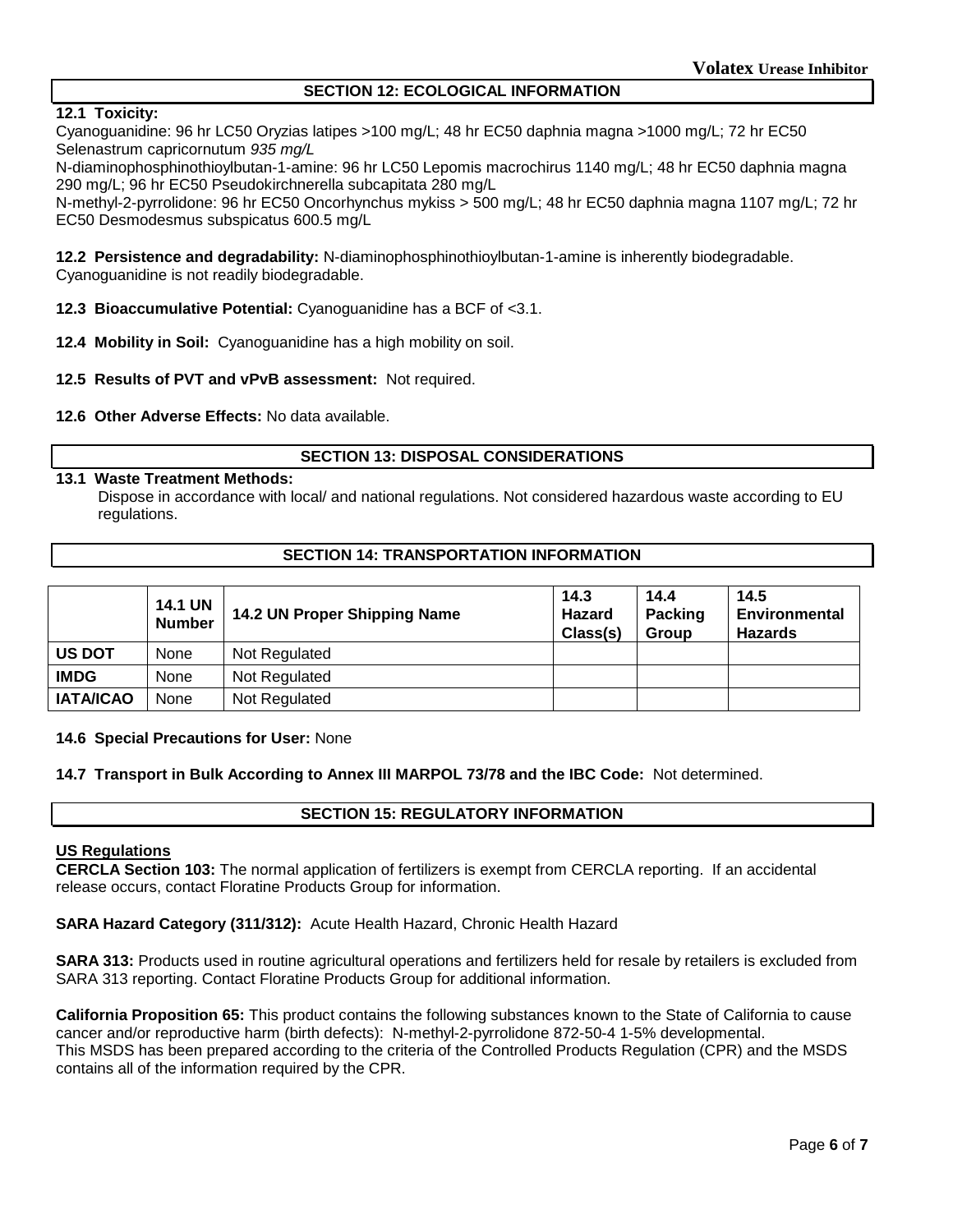## SECTION 12: ECOLOGICAL INFORMATION

**12.1 Toxicity:**
Cyanoguanidine: 96 hr LC50 Oryzias latipes >100 mg/L; 48 hr EC50 daphnia magna >1000 mg/L; 72 hr EC50 Selenastrum capricornutum *935 mg/L*
N-diaminophosphinothioylbutan-1-amine: 96 hr LC50 Lepomis macrochirus 1140 mg/L; 48 hr EC50 daphnia magna 290 mg/L; 96 hr EC50 Pseudokirchnerella subcapitata 280 mg/L
N-methyl-2-pyrrolidone: 96 hr EC50 Oncorhynchus mykiss > 500 mg/L; 48 hr EC50 daphnia magna 1107 mg/L; 72 hr EC50 Desmodesmus subspicatus 600.5 mg/L

**12.2 Persistence and degradability:** N-diaminophosphinothioylbutan-1-amine is inherently biodegradable. Cyanoguanidine is not readily biodegradable.

**12.3 Bioaccumulative Potential:** Cyanoguanidine has a BCF of <3.1.

**12.4 Mobility in Soil:** Cyanoguanidine has a high mobility on soil.

**12.5 Results of PVT and vPvB assessment:** Not required.

**12.6 Other Adverse Effects:** No data available.

## SECTION 13: DISPOSAL CONSIDERATIONS

**13.1 Waste Treatment Methods:**
Dispose in accordance with local/ and national regulations. Not considered hazardous waste according to EU regulations.

## SECTION 14: TRANSPORTATION INFORMATION

| | 14.1 UN Number | 14.2 UN Proper Shipping Name | 14.3 Hazard Class(s) | 14.4 Packing Group | 14.5 Environmental Hazards |
|---|---|---|---|---|---|
| **US DOT** | None | Not Regulated | | | |
| **IMDG** | None | Not Regulated | | | |
| **IATA/ICAO** | None | Not Regulated | | | |

**14.6 Special Precautions for User:** None

**14.7 Transport in Bulk According to Annex III MARPOL 73/78 and the IBC Code:** Not determined.

## SECTION 15: REGULATORY INFORMATION

**US Regulations**
**CERCLA Section 103:** The normal application of fertilizers is exempt from CERCLA reporting. If an accidental release occurs, contact Floratine Products Group for information.

**SARA Hazard Category (311/312):** Acute Health Hazard, Chronic Health Hazard

**SARA 313:** Products used in routine agricultural operations and fertilizers held for resale by retailers is excluded from SARA 313 reporting. Contact Floratine Products Group for additional information.

**California Proposition 65:** This product contains the following substances known to the State of California to cause cancer and/or reproductive harm (birth defects): N-methyl-2-pyrrolidone 872-50-4 1-5% developmental.
This MSDS has been prepared according to the criteria of the Controlled Products Regulation (CPR) and the MSDS contains all of the information required by the CPR.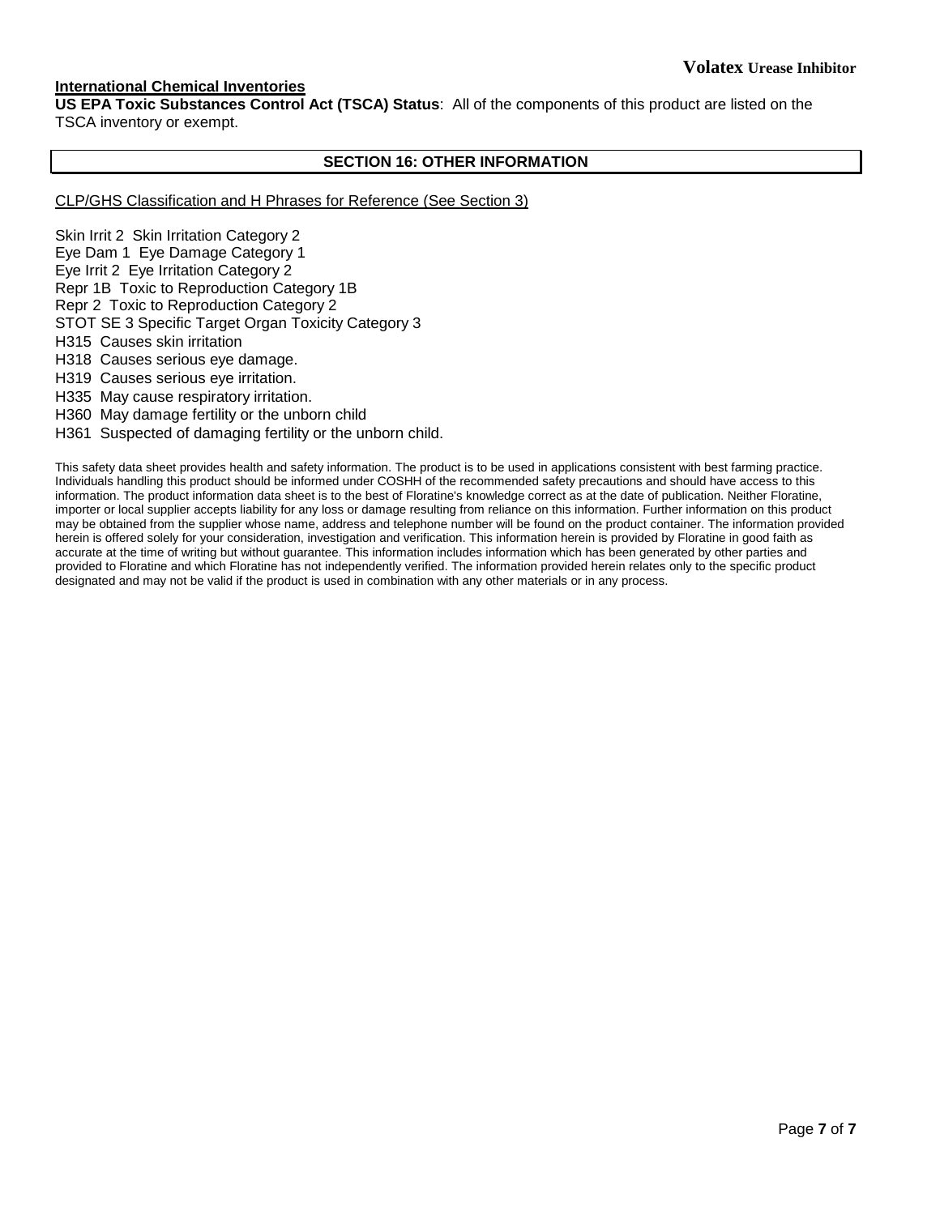**International Chemical Inventories**

**US EPA Toxic Substances Control Act (TSCA) Status**: All of the components of this product are listed on the TSCA inventory or exempt.

## SECTION 16: OTHER INFORMATION

CLP/GHS Classification and H Phrases for Reference (See Section 3)

Skin Irrit 2 Skin Irritation Category 2
Eye Dam 1 Eye Damage Category 1
Eye Irrit 2 Eye Irritation Category 2
Repr 1B Toxic to Reproduction Category 1B
Repr 2 Toxic to Reproduction Category 2
STOT SE 3 Specific Target Organ Toxicity Category 3
H315 Causes skin irritation
H318 Causes serious eye damage.
H319 Causes serious eye irritation.
H335 May cause respiratory irritation.
H360 May damage fertility or the unborn child
H361 Suspected of damaging fertility or the unborn child.

This safety data sheet provides health and safety information. The product is to be used in applications consistent with best farming practice. Individuals handling this product should be informed under COSHH of the recommended safety precautions and should have access to this information. The product information data sheet is to the best of Floratine's knowledge correct as at the date of publication. Neither Floratine, importer or local supplier accepts liability for any loss or damage resulting from reliance on this information. Further information on this product may be obtained from the supplier whose name, address and telephone number will be found on the product container. The information provided herein is offered solely for your consideration, investigation and verification. This information herein is provided by Floratine in good faith as accurate at the time of writing but without guarantee. This information includes information which has been generated by other parties and provided to Floratine and which Floratine has not independently verified. The information provided herein relates only to the specific product designated and may not be valid if the product is used in combination with any other materials or in any process.